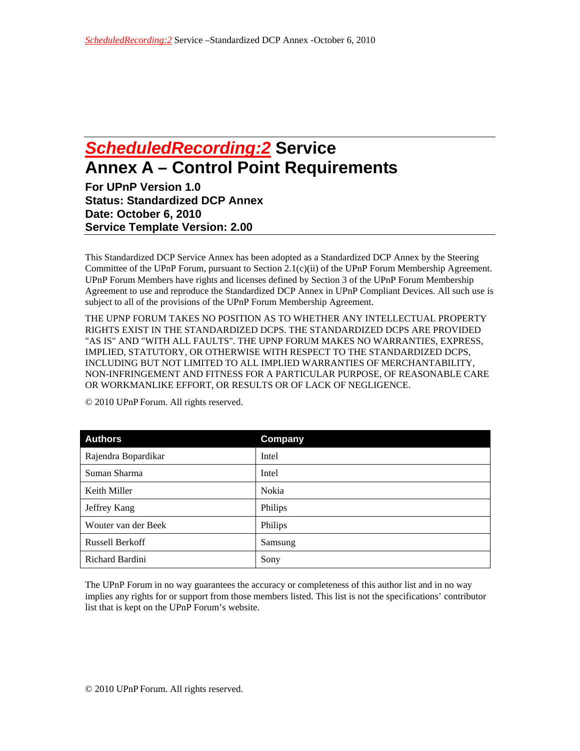# ScheduledRecording:2 Service
# Annex A – Control Point Requirements

**For UPnP Version 1.0**
**Status: Standardized DCP Annex**
**Date: October 6, 2010**
**Service Template Version: 2.00**

This Standardized DCP Service Annex has been adopted as a Standardized DCP Annex by the Steering Committee of the UPnP Forum, pursuant to Section 2.1(c)(ii) of the UPnP Forum Membership Agreement. UPnP Forum Members have rights and licenses defined by Section 3 of the UPnP Forum Membership Agreement to use and reproduce the Standardized DCP Annex in UPnP Compliant Devices. All such use is subject to all of the provisions of the UPnP Forum Membership Agreement.

THE UPNP FORUM TAKES NO POSITION AS TO WHETHER ANY INTELLECTUAL PROPERTY RIGHTS EXIST IN THE STANDARDIZED DCPS. THE STANDARDIZED DCPS ARE PROVIDED "AS IS" AND "WITH ALL FAULTS". THE UPNP FORUM MAKES NO WARRANTIES, EXPRESS, IMPLIED, STATUTORY, OR OTHERWISE WITH RESPECT TO THE STANDARDIZED DCPS, INCLUDING BUT NOT LIMITED TO ALL IMPLIED WARRANTIES OF MERCHANTABILITY, NON-INFRINGEMENT AND FITNESS FOR A PARTICULAR PURPOSE, OF REASONABLE CARE OR WORKMANLIKE EFFORT, OR RESULTS OR OF LACK OF NEGLIGENCE.

© 2010 UPnP Forum. All rights reserved.

| Authors | Company |
|---|---|
| Rajendra Bopardikar | Intel |
| Suman Sharma | Intel |
| Keith Miller | Nokia |
| Jeffrey Kang | Philips |
| Wouter van der Beek | Philips |
| Russell Berkoff | Samsung |
| Richard Bardini | Sony |

The UPnP Forum in no way guarantees the accuracy or completeness of this author list and in no way implies any rights for or support from those members listed. This list is not the specifications' contributor list that is kept on the UPnP Forum's website.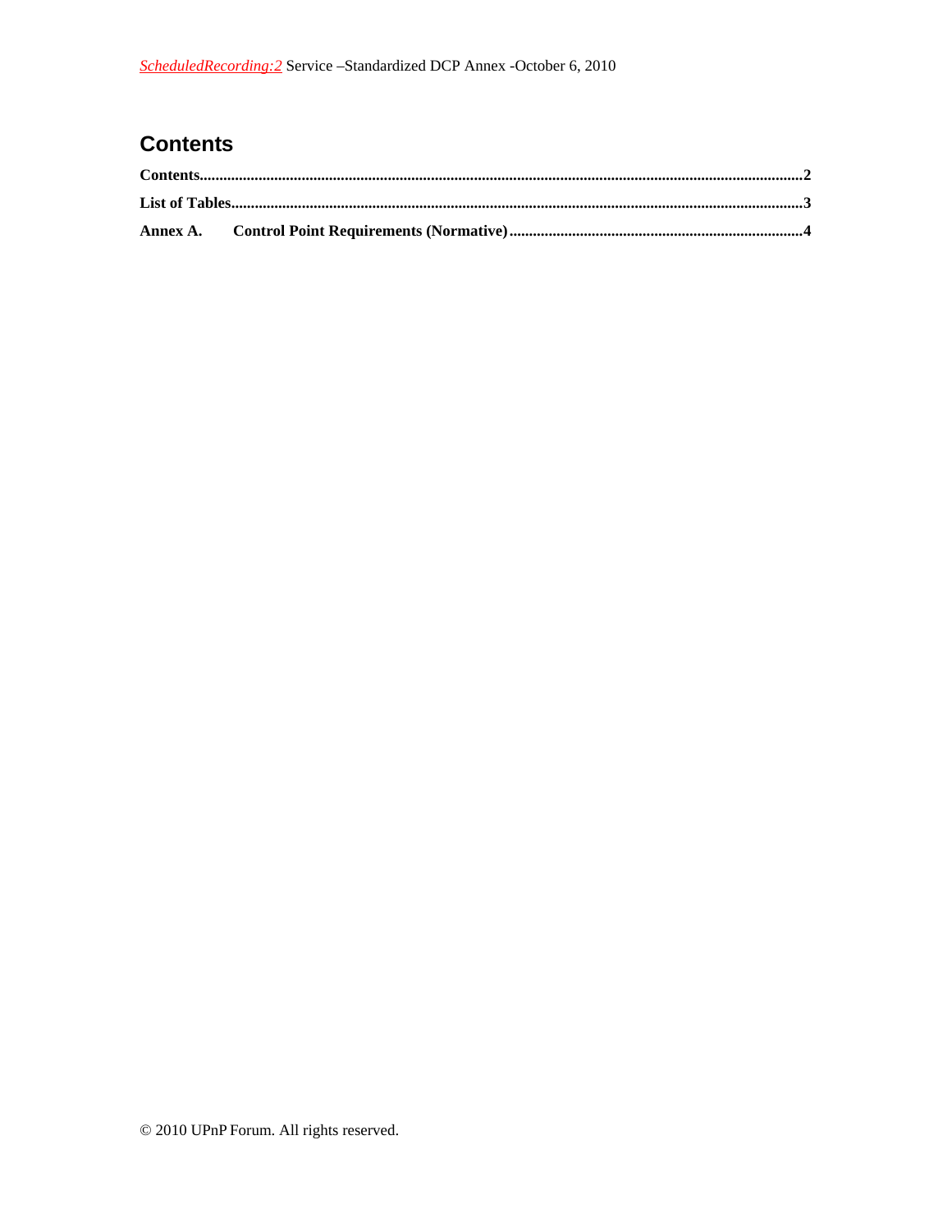# Contents

**Contents** .......................................................................................................................................... **2**

**List of Tables** .................................................................................................................................... **3**

**Annex A. Control Point Requirements (Normative)** .......................................................................... **4**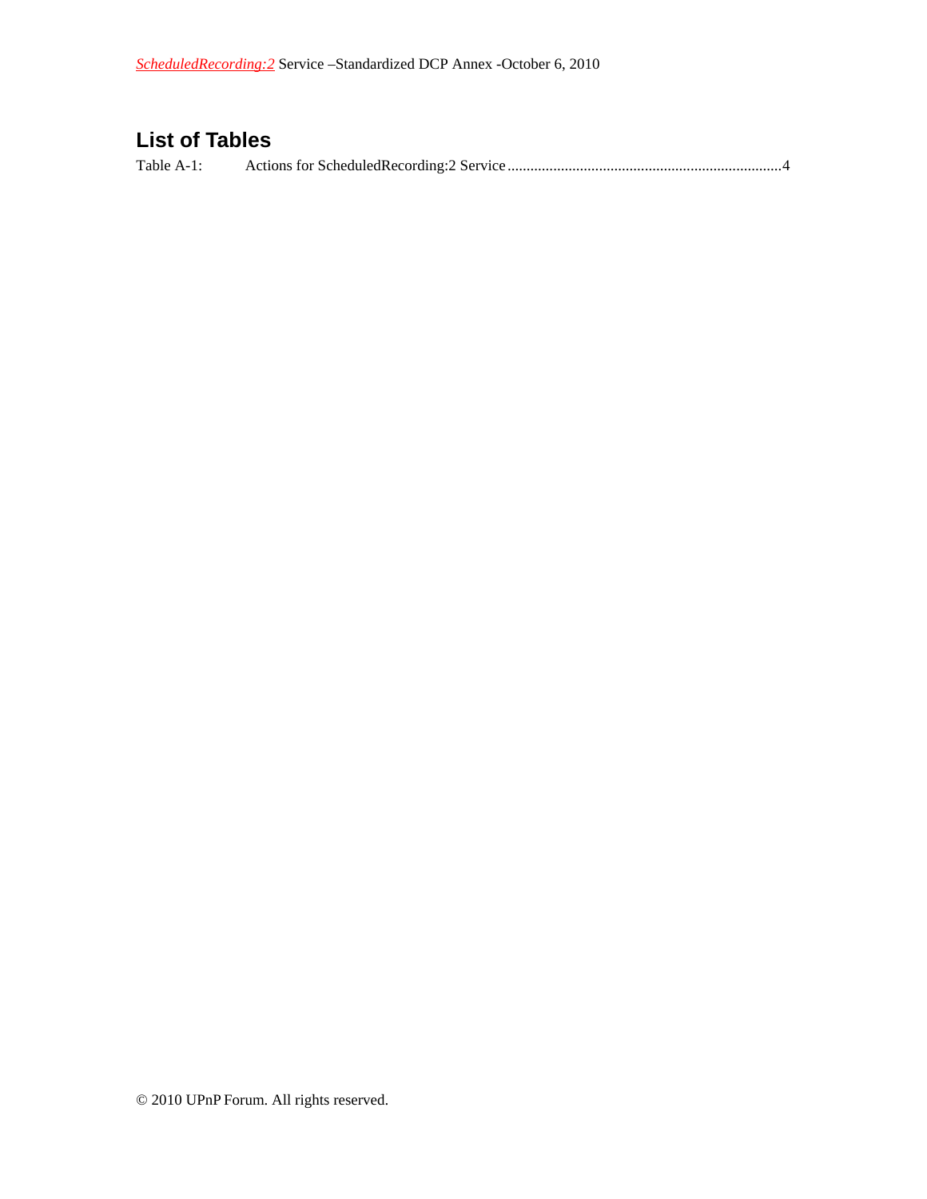## List of Tables

Table A-1: Actions for ScheduledRecording:2 Service ........................................................................4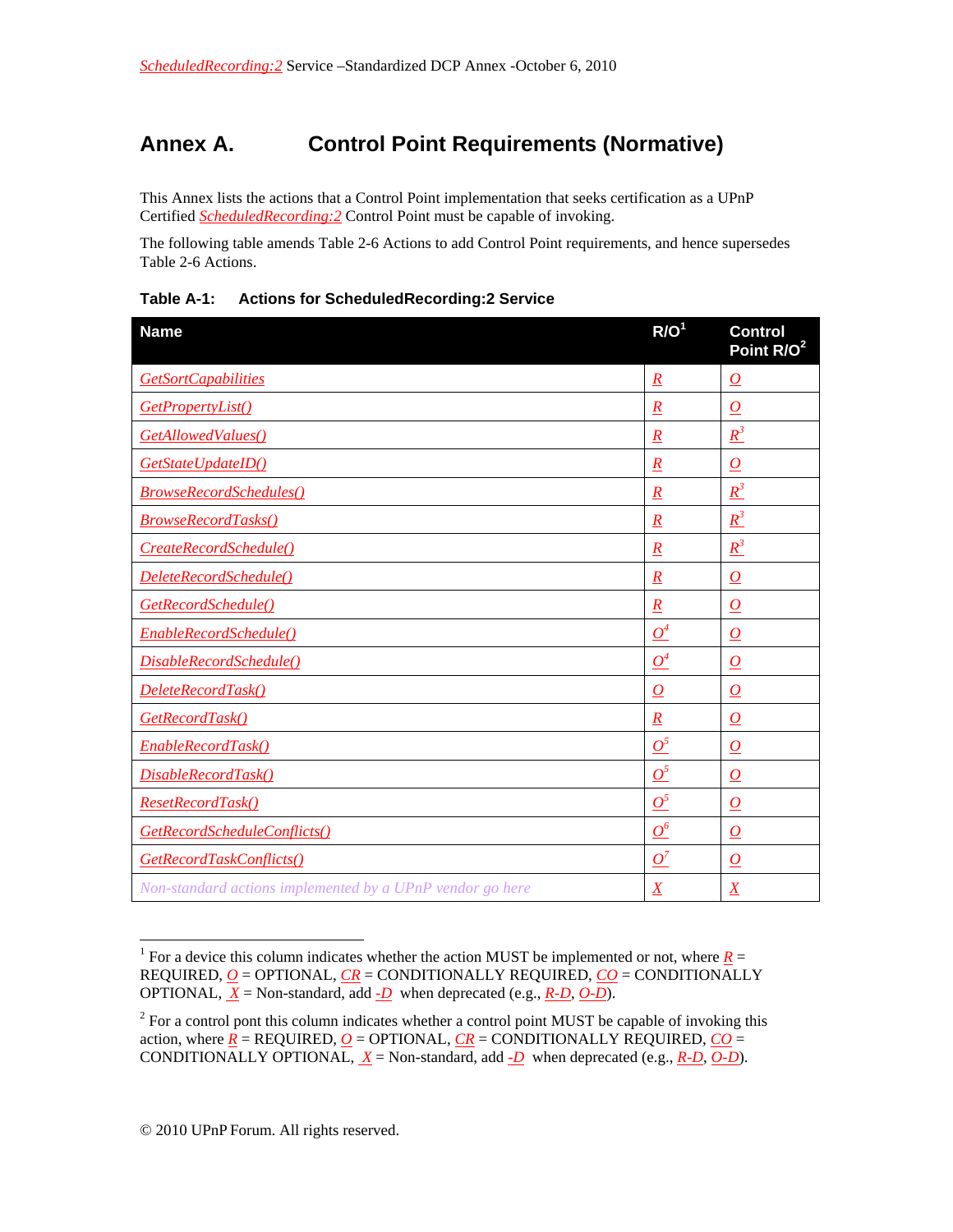# Annex A. Control Point Requirements (Normative)

This Annex lists the actions that a Control Point implementation that seeks certification as a UPnP Certified *ScheduledRecording:2* Control Point must be capable of invoking.

The following table amends Table 2-6 Actions to add Control Point requirements, and hence supersedes Table 2-6 Actions.

**Table A-1: Actions for ScheduledRecording:2 Service**

| Name | R/O[1] | Control Point R/O[2] |
|---|---|---|
| *GetSortCapabilities* | *R* | *O* |
| *GetPropertyList()* | *R* | *O* |
| *GetAllowedValues()* | *R* | *R*[3] |
| *GetStateUpdateID()* | *R* | *O* |
| *BrowseRecordSchedules()* | *R* | *R*[3] |
| *BrowseRecordTasks()* | *R* | *R*[3] |
| *CreateRecordSchedule()* | *R* | *R*[3] |
| *DeleteRecordSchedule()* | *R* | *O* |
| *GetRecordSchedule()* | *R* | *O* |
| *EnableRecordSchedule()* | *O*[4] | *O* |
| *DisableRecordSchedule()* | *O*[4] | *O* |
| *DeleteRecordTask()* | *O* | *O* |
| *GetRecordTask()* | *R* | *O* |
| *EnableRecordTask()* | *O*[5] | *O* |
| *DisableRecordTask()* | *O*[5] | *O* |
| *ResetRecordTask()* | *O*[5] | *O* |
| *GetRecordScheduleConflicts()* | *O*[6] | *O* |
| *GetRecordTaskConflicts()* | *O*[7] | *O* |
| *Non-standard actions implemented by a UPnP vendor go here* | *X* | *X* |

[1] For a device this column indicates whether the action MUST be implemented or not, where *R* = REQUIRED, *O* = OPTIONAL, *CR* = CONDITIONALLY REQUIRED, *CO* = CONDITIONALLY OPTIONAL, *X* = Non-standard, add *-D* when deprecated (e.g., *R-D*, *O-D*).

[2] For a control pont this column indicates whether a control point MUST be capable of invoking this action, where *R* = REQUIRED, *O* = OPTIONAL, *CR* = CONDITIONALLY REQUIRED, *CO* = CONDITIONALLY OPTIONAL, *X* = Non-standard, add *-D* when deprecated (e.g., *R-D*, *O-D*).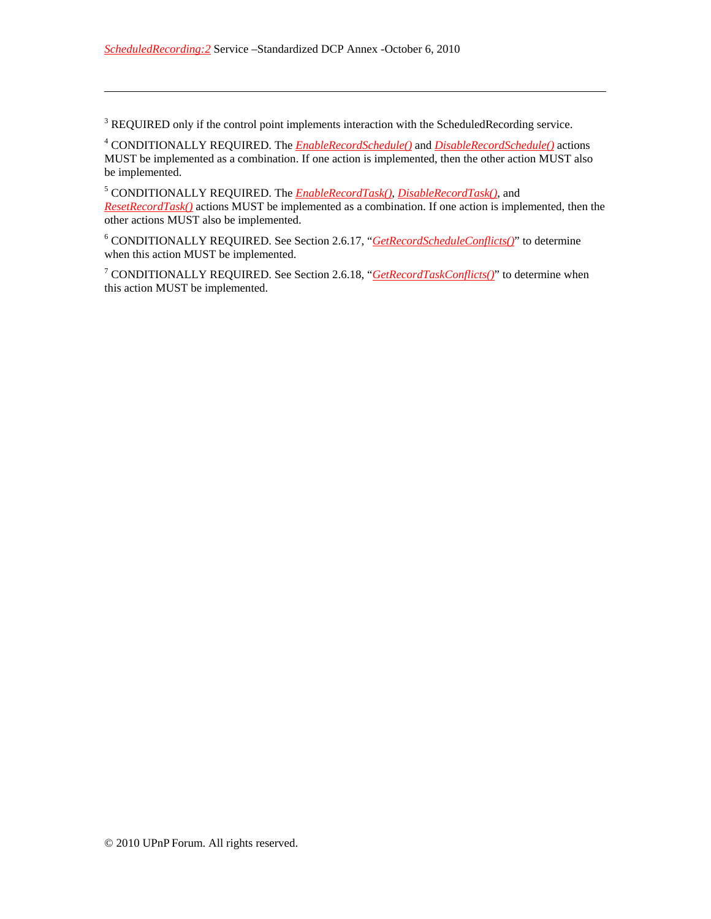[3] REQUIRED only if the control point implements interaction with the ScheduledRecording service.

[4] CONDITIONALLY REQUIRED. The *EnableRecordSchedule()* and *DisableRecordSchedule()* actions MUST be implemented as a combination. If one action is implemented, then the other action MUST also be implemented.

[5] CONDITIONALLY REQUIRED. The *EnableRecordTask()*, *DisableRecordTask()*, and *ResetRecordTask()* actions MUST be implemented as a combination. If one action is implemented, then the other actions MUST also be implemented.

[6] CONDITIONALLY REQUIRED. See Section 2.6.17, "*GetRecordScheduleConflicts()*" to determine when this action MUST be implemented.

[7] CONDITIONALLY REQUIRED. See Section 2.6.18, "*GetRecordTaskConflicts()*" to determine when this action MUST be implemented.